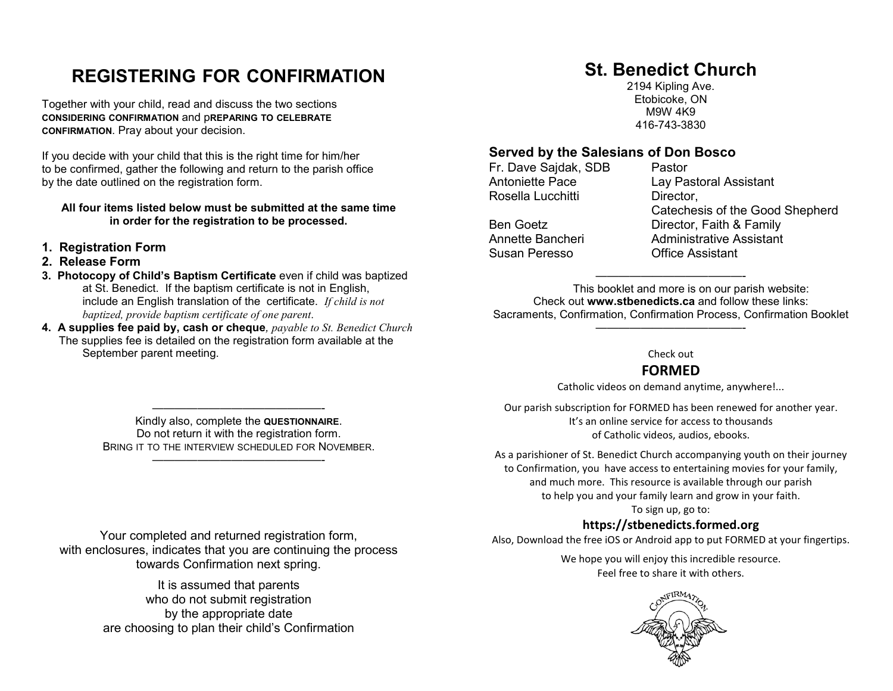# REGISTERING FOR CONFIRMATION

Together with your child, read and discuss the two sections **CONSIDERING CONFIRMATION** and **PREPARING TO CELEBRATE CONFIRMATION**. Pray about your decision.

If you decide with your child that this is the right time for him/her to be confirmed, gather the following and return to the parish office by the date outlined on the registration form.

**All four items listed below must be submitted at the same time in order for the registration to be processed.**

1. **Registration Form**
2. **Release Form**
3. **Photocopy of Child's Baptism Certificate** even if child was baptized at St. Benedict. If the baptism certificate is not in English, include an English translation of the certificate. *If child is not baptized, provide baptism certificate of one parent.*
4. **A supplies fee paid by, cash or cheque**, *payable to St. Benedict Church* The supplies fee is detailed on the registration form available at the September parent meeting.

---

Kindly also, complete the **QUESTIONNAIRE**.
Do not return it with the registration form.
BRING IT TO THE INTERVIEW SCHEDULED FOR NOVEMBER.

---

Your completed and returned registration form, with enclosures, indicates that you are continuing the process towards Confirmation next spring.

It is assumed that parents who do not submit registration by the appropriate date are choosing to plan their child's Confirmation

# St. Benedict Church

2194 Kipling Ave.
Etobicoke, ON
M9W 4K9
416-743-3830

## Served by the Salesians of Don Bosco

| | |
|---|---|
| Fr. Dave Sajdak, SDB | Pastor |
| Antoniette Pace | Lay Pastoral Assistant |
| Rosella Lucchitti | Director, Catechesis of the Good Shepherd |
| Ben Goetz | Director, Faith & Family |
| Annette Bancheri | Administrative Assistant |
| Susan Peresso | Office Assistant |

---

This booklet and more is on our parish website:
Check out **www.stbenedicts.ca** and follow these links:
Sacraments, Confirmation, Confirmation Process, Confirmation Booklet

---

Check out

## FORMED

Catholic videos on demand anytime, anywhere!...

Our parish subscription for FORMED has been renewed for another year. It's an online service for access to thousands of Catholic videos, audios, ebooks.

As a parishioner of St. Benedict Church accompanying youth on their journey to Confirmation, you have access to entertaining movies for your family, and much more. This resource is available through our parish to help you and your family learn and grow in your faith.
To sign up, go to:

**https://stbenedicts.formed.org**

Also, Download the free iOS or Android app to put FORMED at your fingertips.

We hope you will enjoy this incredible resource.
Feel free to share it with others.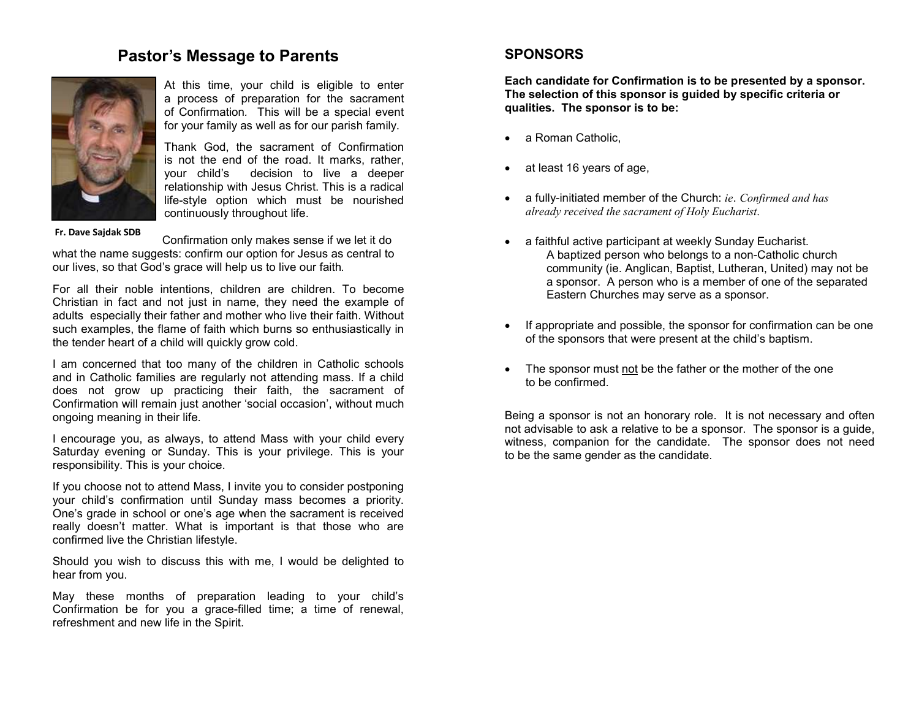## Pastor's Message to Parents

At this time, your child is eligible to enter a process of preparation for the sacrament of Confirmation. This will be a special event for your family as well as for our parish family.

Thank God, the sacrament of Confirmation is not the end of the road. It marks, rather, your child's decision to live a deeper relationship with Jesus Christ. This is a radical life-style option which must be nourished continuously throughout life.

**Fr. Dave Sajdak SDB**

Confirmation only makes sense if we let it do what the name suggests: confirm our option for Jesus as central to our lives, so that God's grace will help us to live our faith.

For all their noble intentions, children are children. To become Christian in fact and not just in name, they need the example of adults especially their father and mother who live their faith. Without such examples, the flame of faith which burns so enthusiastically in the tender heart of a child will quickly grow cold.

I am concerned that too many of the children in Catholic schools and in Catholic families are regularly not attending mass. If a child does not grow up practicing their faith, the sacrament of Confirmation will remain just another 'social occasion', without much ongoing meaning in their life.

I encourage you, as always, to attend Mass with your child every Saturday evening or Sunday. This is your privilege. This is your responsibility. This is your choice.

If you choose not to attend Mass, I invite you to consider postponing your child's confirmation until Sunday mass becomes a priority. One's grade in school or one's age when the sacrament is received really doesn't matter. What is important is that those who are confirmed live the Christian lifestyle.

Should you wish to discuss this with me, I would be delighted to hear from you.

May these months of preparation leading to your child's Confirmation be for you a grace-filled time; a time of renewal, refreshment and new life in the Spirit.

## SPONSORS

**Each candidate for Confirmation is to be presented by a sponsor. The selection of this sponsor is guided by specific criteria or qualities. The sponsor is to be:**

- a Roman Catholic,
- at least 16 years of age,
- a fully-initiated member of the Church: *ie. Confirmed and has already received the sacrament of Holy Eucharist.*
- a faithful active participant at weekly Sunday Eucharist.
  A baptized person who belongs to a non-Catholic church community (ie. Anglican, Baptist, Lutheran, United) may not be a sponsor. A person who is a member of one of the separated Eastern Churches may serve as a sponsor.
- If appropriate and possible, the sponsor for confirmation can be one of the sponsors that were present at the child's baptism.
- The sponsor must not be the father or the mother of the one to be confirmed.

Being a sponsor is not an honorary role. It is not necessary and often not advisable to ask a relative to be a sponsor. The sponsor is a guide, witness, companion for the candidate. The sponsor does not need to be the same gender as the candidate.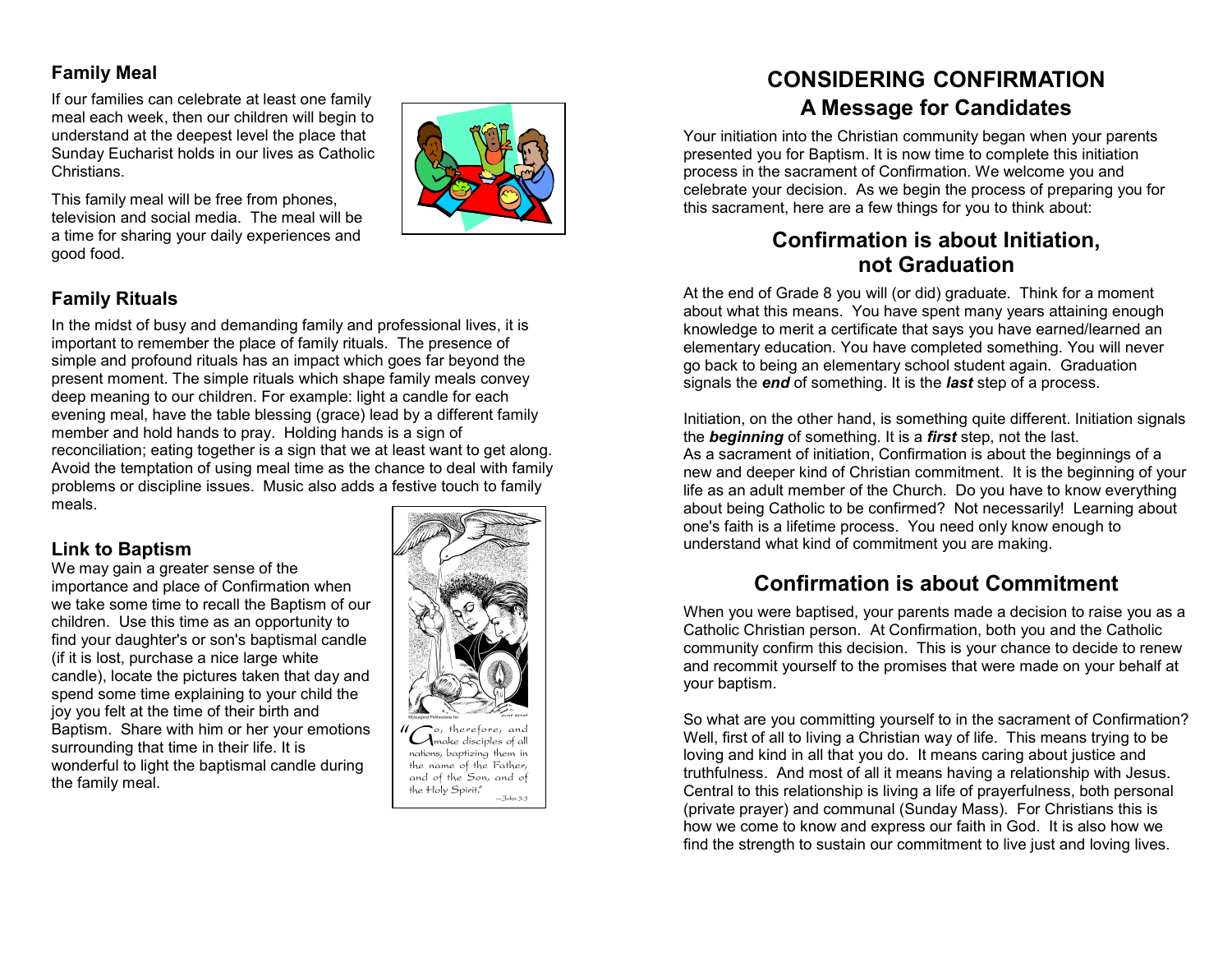## Family Meal

If our families can celebrate at least one family meal each week, then our children will begin to understand at the deepest level the place that Sunday Eucharist holds in our lives as Catholic Christians.

This family meal will be free from phones, television and social media. The meal will be a time for sharing your daily experiences and good food.

## Family Rituals

In the midst of busy and demanding family and professional lives, it is important to remember the place of family rituals. The presence of simple and profound rituals has an impact which goes far beyond the present moment. The simple rituals which shape family meals convey deep meaning to our children. For example: light a candle for each evening meal, have the table blessing (grace) lead by a different family member and hold hands to pray. Holding hands is a sign of reconciliation; eating together is a sign that we at least want to get along. Avoid the temptation of using meal time as the chance to deal with family problems or discipline issues. Music also adds a festive touch to family meals.

## Link to Baptism

We may gain a greater sense of the importance and place of Confirmation when we take some time to recall the Baptism of our children. Use this time as an opportunity to find your daughter's or son's baptismal candle (if it is lost, purchase a nice large white candle), locate the pictures taken that day and spend some time explaining to your child the joy you felt at the time of their birth and Baptism. Share with him or her your emotions surrounding that time in their life. It is wonderful to light the baptismal candle during the family meal.

"Go, therefore, and make disciples of all nations, baptizing them in the name of the Father, and of the Son, and of the Holy Spirit."
—John 3:3

# CONSIDERING CONFIRMATION

## A Message for Candidates

Your initiation into the Christian community began when your parents presented you for Baptism. It is now time to complete this initiation process in the sacrament of Confirmation. We welcome you and celebrate your decision. As we begin the process of preparing you for this sacrament, here are a few things for you to think about:

## Confirmation is about Initiation, not Graduation

At the end of Grade 8 you will (or did) graduate. Think for a moment about what this means. You have spent many years attaining enough knowledge to merit a certificate that says you have earned/learned an elementary education. You have completed something. You will never go back to being an elementary school student again. Graduation signals the ***end*** of something. It is the ***last*** step of a process.

Initiation, on the other hand, is something quite different. Initiation signals the ***beginning*** of something. It is a ***first*** step, not the last. As a sacrament of initiation, Confirmation is about the beginnings of a new and deeper kind of Christian commitment. It is the beginning of your life as an adult member of the Church. Do you have to know everything about being Catholic to be confirmed? Not necessarily! Learning about one's faith is a lifetime process. You need only know enough to understand what kind of commitment you are making.

## Confirmation is about Commitment

When you were baptised, your parents made a decision to raise you as a Catholic Christian person. At Confirmation, both you and the Catholic community confirm this decision. This is your chance to decide to renew and recommit yourself to the promises that were made on your behalf at your baptism.

So what are you committing yourself to in the sacrament of Confirmation? Well, first of all to living a Christian way of life. This means trying to be loving and kind in all that you do. It means caring about justice and truthfulness. And most of all it means having a relationship with Jesus. Central to this relationship is living a life of prayerfulness, both personal (private prayer) and communal (Sunday Mass). For Christians this is how we come to know and express our faith in God. It is also how we find the strength to sustain our commitment to live just and loving lives.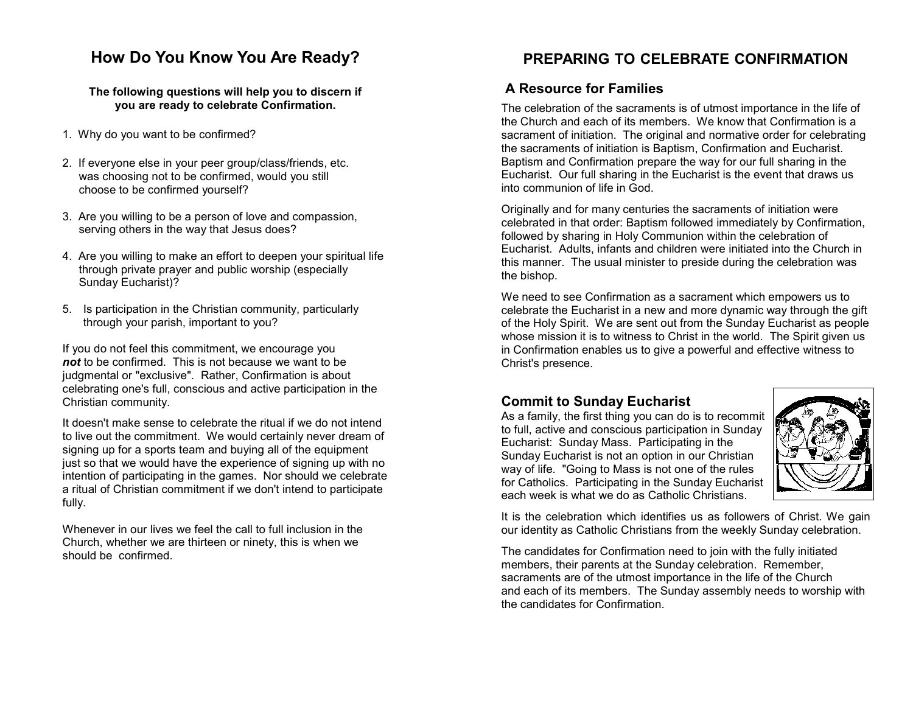## How Do You Know You Are Ready?

**The following questions will help you to discern if you are ready to celebrate Confirmation.**

1. Why do you want to be confirmed?
2. If everyone else in your peer group/class/friends, etc. was choosing not to be confirmed, would you still choose to be confirmed yourself?
3. Are you willing to be a person of love and compassion, serving others in the way that Jesus does?
4. Are you willing to make an effort to deepen your spiritual life through private prayer and public worship (especially Sunday Eucharist)?
5. Is participation in the Christian community, particularly through your parish, important to you?

If you do not feel this commitment, we encourage you ***not*** to be confirmed. This is not because we want to be judgmental or "exclusive". Rather, Confirmation is about celebrating one's full, conscious and active participation in the Christian community.

It doesn't make sense to celebrate the ritual if we do not intend to live out the commitment. We would certainly never dream of signing up for a sports team and buying all of the equipment just so that we would have the experience of signing up with no intention of participating in the games. Nor should we celebrate a ritual of Christian commitment if we don't intend to participate fully.

Whenever in our lives we feel the call to full inclusion in the Church, whether we are thirteen or ninety, this is when we should be confirmed.

## PREPARING TO CELEBRATE CONFIRMATION

### A Resource for Families

The celebration of the sacraments is of utmost importance in the life of the Church and each of its members. We know that Confirmation is a sacrament of initiation. The original and normative order for celebrating the sacraments of initiation is Baptism, Confirmation and Eucharist. Baptism and Confirmation prepare the way for our full sharing in the Eucharist. Our full sharing in the Eucharist is the event that draws us into communion of life in God.

Originally and for many centuries the sacraments of initiation were celebrated in that order: Baptism followed immediately by Confirmation, followed by sharing in Holy Communion within the celebration of Eucharist. Adults, infants and children were initiated into the Church in this manner. The usual minister to preside during the celebration was the bishop.

We need to see Confirmation as a sacrament which empowers us to celebrate the Eucharist in a new and more dynamic way through the gift of the Holy Spirit. We are sent out from the Sunday Eucharist as people whose mission it is to witness to Christ in the world. The Spirit given us in Confirmation enables us to give a powerful and effective witness to Christ's presence.

### Commit to Sunday Eucharist

As a family, the first thing you can do is to recommit to full, active and conscious participation in Sunday Eucharist: Sunday Mass. Participating in the Sunday Eucharist is not an option in our Christian way of life. "Going to Mass is not one of the rules for Catholics. Participating in the Sunday Eucharist each week is what we do as Catholic Christians.

It is the celebration which identifies us as followers of Christ. We gain our identity as Catholic Christians from the weekly Sunday celebration.

The candidates for Confirmation need to join with the fully initiated members, their parents at the Sunday celebration. Remember, sacraments are of the utmost importance in the life of the Church and each of its members. The Sunday assembly needs to worship with the candidates for Confirmation.